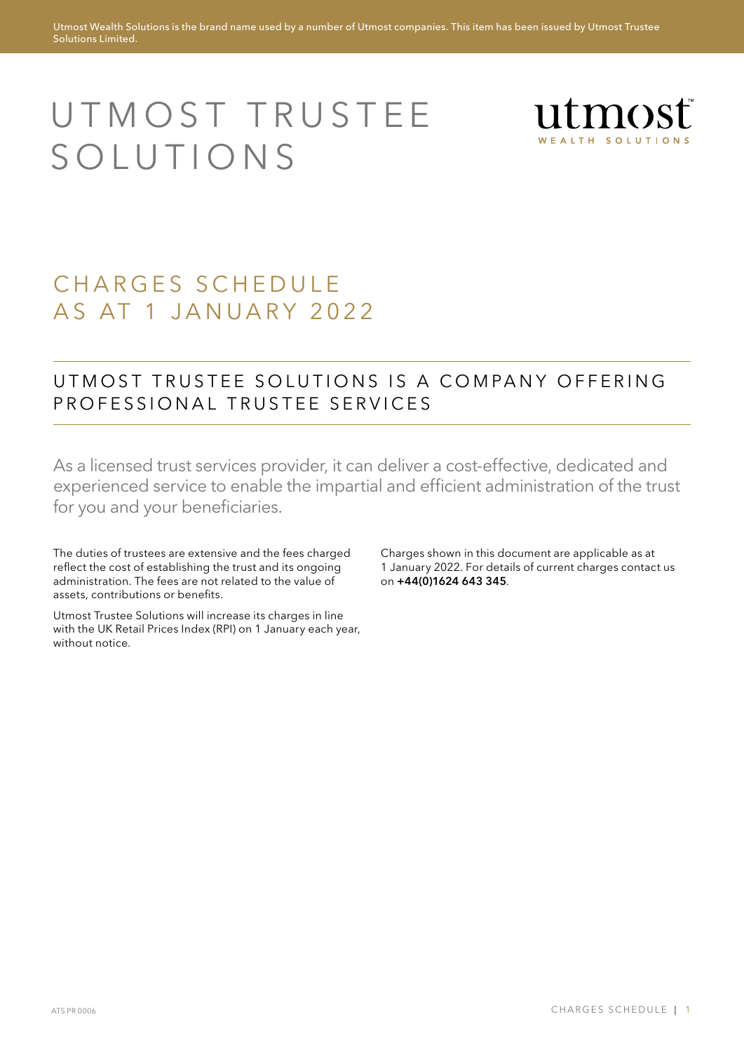Utmost Wealth Solutions is the brand name used by a number of Utmost companies. This item has been issued by Utmost Trustee Solutions Limited.

# UTMOST TRUSTEE SOLUTIONS

## CHARGES SCHEDULE AS AT 1 JANUARY 2022

### UTMOST TRUSTEE SOLUTIONS IS A COMPANY OFFERING PROFESSIONAL TRUSTEE SERVICES

As a licensed trust services provider, it can deliver a cost-effective, dedicated and experienced service to enable the impartial and efficient administration of the trust for you and your beneficiaries.

The duties of trustees are extensive and the fees charged reflect the cost of establishing the trust and its ongoing administration. The fees are not related to the value of assets, contributions or benefits.

Utmost Trustee Solutions will increase its charges in line with the UK Retail Prices Index (RPI) on 1 January each year, without notice.

Charges shown in this document are applicable as at 1 January 2022. For details of current charges contact us on **+44(0)1624 643 345**.

ATS PR 0006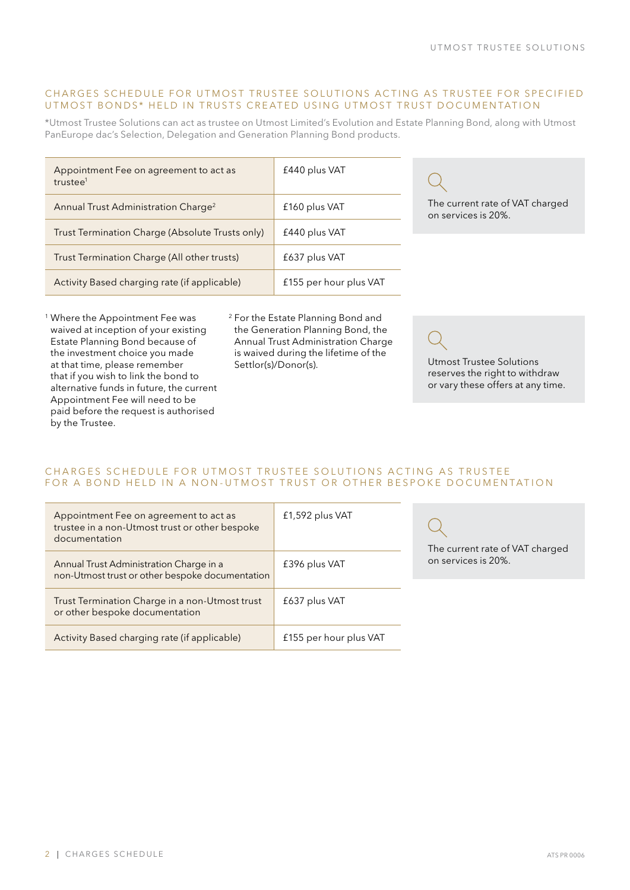## CHARGES SCHEDULE FOR UTMOST TRUSTEE SOLUTIONS ACTING AS TRUSTEE FOR SPECIFIED UTMOST BONDS* HELD IN TRUSTS CREATED USING UTMOST TRUST DOCUMENTATION

*Utmost Trustee Solutions can act as trustee on Utmost Limited's Evolution and Estate Planning Bond, along with Utmost PanEurope dac's Selection, Delegation and Generation Planning Bond products.

| Charge | Amount |
| --- | --- |
| Appointment Fee on agreement to act as trustee[1] | £440 plus VAT |
| Annual Trust Administration Charge[2] | £160 plus VAT |
| Trust Termination Charge (Absolute Trusts only) | £440 plus VAT |
| Trust Termination Charge (All other trusts) | £637 plus VAT |
| Activity Based charging rate (if applicable) | £155 per hour plus VAT |

The current rate of VAT charged on services is 20%.

[1] Where the Appointment Fee was waived at inception of your existing Estate Planning Bond because of the investment choice you made at that time, please remember that if you wish to link the bond to alternative funds in future, the current Appointment Fee will need to be paid before the request is authorised by the Trustee.

[2] For the Estate Planning Bond and the Generation Planning Bond, the Annual Trust Administration Charge is waived during the lifetime of the Settlor(s)/Donor(s).

Utmost Trustee Solutions reserves the right to withdraw or vary these offers at any time.

## CHARGES SCHEDULE FOR UTMOST TRUSTEE SOLUTIONS ACTING AS TRUSTEE FOR A BOND HELD IN A NON-UTMOST TRUST OR OTHER BESPOKE DOCUMENTATION

| Charge | Amount |
| --- | --- |
| Appointment Fee on agreement to act as trustee in a non-Utmost trust or other bespoke documentation | £1,592 plus VAT |
| Annual Trust Administration Charge in a non-Utmost trust or other bespoke documentation | £396 plus VAT |
| Trust Termination Charge in a non-Utmost trust or other bespoke documentation | £637 plus VAT |
| Activity Based charging rate (if applicable) | £155 per hour plus VAT |

The current rate of VAT charged on services is 20%.

ATS PR 0006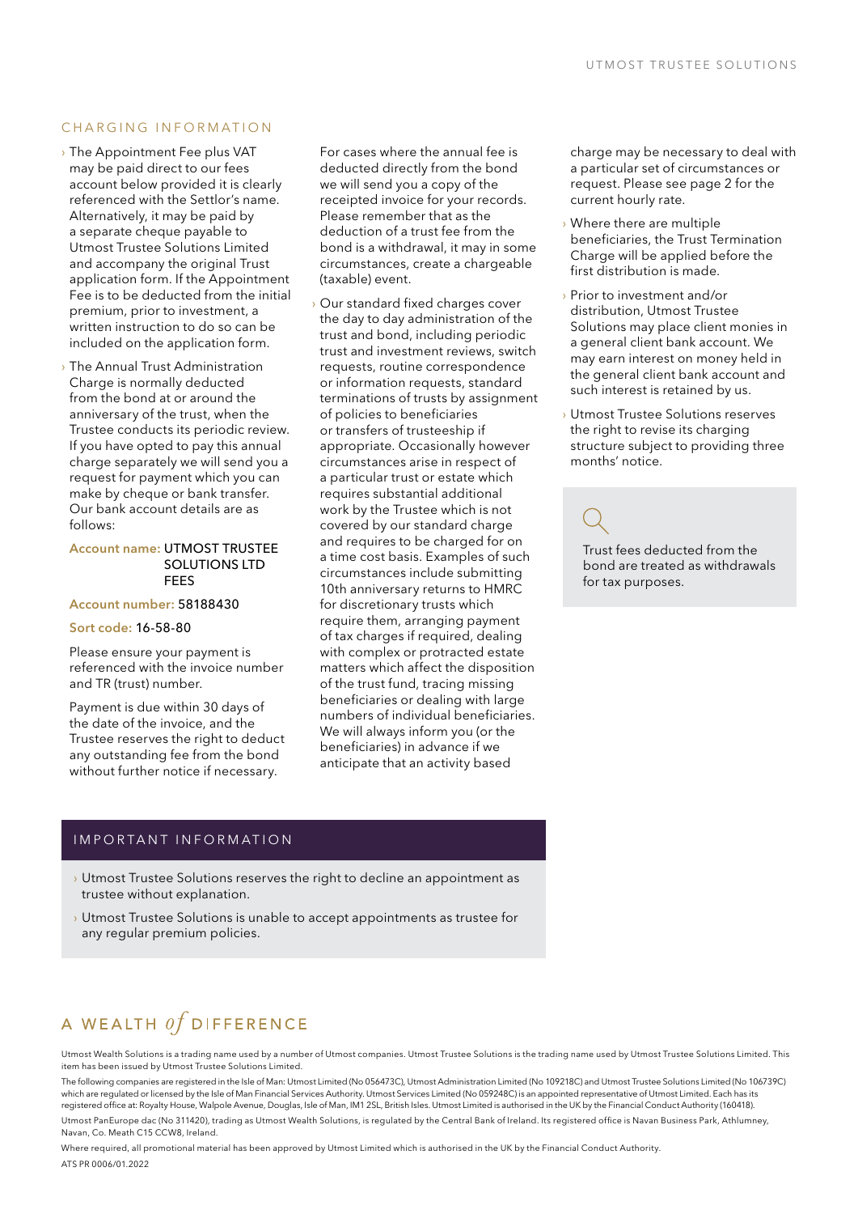## CHARGING INFORMATION

- The Appointment Fee plus VAT may be paid direct to our fees account below provided it is clearly referenced with the Settlor's name. Alternatively, it may be paid by a separate cheque payable to Utmost Trustee Solutions Limited and accompany the original Trust application form. If the Appointment Fee is to be deducted from the initial premium, prior to investment, a written instruction to do so can be included on the application form.
- The Annual Trust Administration Charge is normally deducted from the bond at or around the anniversary of the trust, when the Trustee conducts its periodic review. If you have opted to pay this annual charge separately we will send you a request for payment which you can make by cheque or bank transfer. Our bank account details are as follows:

  **Account name:** UTMOST TRUSTEE SOLUTIONS LTD FEES

  **Account number:** 58188430

  **Sort code:** 16-58-80

  Please ensure your payment is referenced with the invoice number and TR (trust) number.

  Payment is due within 30 days of the date of the invoice, and the Trustee reserves the right to deduct any outstanding fee from the bond without further notice if necessary.

  For cases where the annual fee is deducted directly from the bond we will send you a copy of the receipted invoice for your records. Please remember that as the deduction of a trust fee from the bond is a withdrawal, it may in some circumstances, create a chargeable (taxable) event.
- Our standard fixed charges cover the day to day administration of the trust and bond, including periodic trust and investment reviews, switch requests, routine correspondence or information requests, standard terminations of trusts by assignment of policies to beneficiaries or transfers of trusteeship if appropriate. Occasionally however circumstances arise in respect of a particular trust or estate which requires substantial additional work by the Trustee which is not covered by our standard charge and requires to be charged for on a time cost basis. Examples of such circumstances include submitting 10th anniversary returns to HMRC for discretionary trusts which require them, arranging payment of tax charges if required, dealing with complex or protracted estate matters which affect the disposition of the trust fund, tracing missing beneficiaries or dealing with large numbers of individual beneficiaries. We will always inform you (or the beneficiaries) in advance if we anticipate that an activity based charge may be necessary to deal with a particular set of circumstances or request. Please see page 2 for the current hourly rate.
- Where there are multiple beneficiaries, the Trust Termination Charge will be applied before the first distribution is made.
- Prior to investment and/or distribution, Utmost Trustee Solutions may place client monies in a general client bank account. We may earn interest on money held in the general client bank account and such interest is retained by us.
- Utmost Trustee Solutions reserves the right to revise its charging structure subject to providing three months' notice.

Trust fees deducted from the bond are treated as withdrawals for tax purposes.

## IMPORTANT INFORMATION

- Utmost Trustee Solutions reserves the right to decline an appointment as trustee without explanation.
- Utmost Trustee Solutions is unable to accept appointments as trustee for any regular premium policies.

A WEALTH *of* DIFFERENCE

Utmost Wealth Solutions is a trading name used by a number of Utmost companies. Utmost Trustee Solutions is the trading name used by Utmost Trustee Solutions Limited. This item has been issued by Utmost Trustee Solutions Limited.

The following companies are registered in the Isle of Man: Utmost Limited (No 056473C), Utmost Administration Limited (No 109218C) and Utmost Trustee Solutions Limited (No 106739C) which are regulated or licensed by the Isle of Man Financial Services Authority. Utmost Services Limited (No 059248C) is an appointed representative of Utmost Limited. Each has its registered office at: Royalty House, Walpole Avenue, Douglas, Isle of Man, IM1 2SL, British Isles. Utmost Limited is authorised in the UK by the Financial Conduct Authority (160418).

Utmost PanEurope dac (No 311420), trading as Utmost Wealth Solutions, is regulated by the Central Bank of Ireland. Its registered office is Navan Business Park, Athlumney, Navan, Co. Meath C15 CCW8, Ireland.

Where required, all promotional material has been approved by Utmost Limited which is authorised in the UK by the Financial Conduct Authority.

ATS PR 0006/01.2022